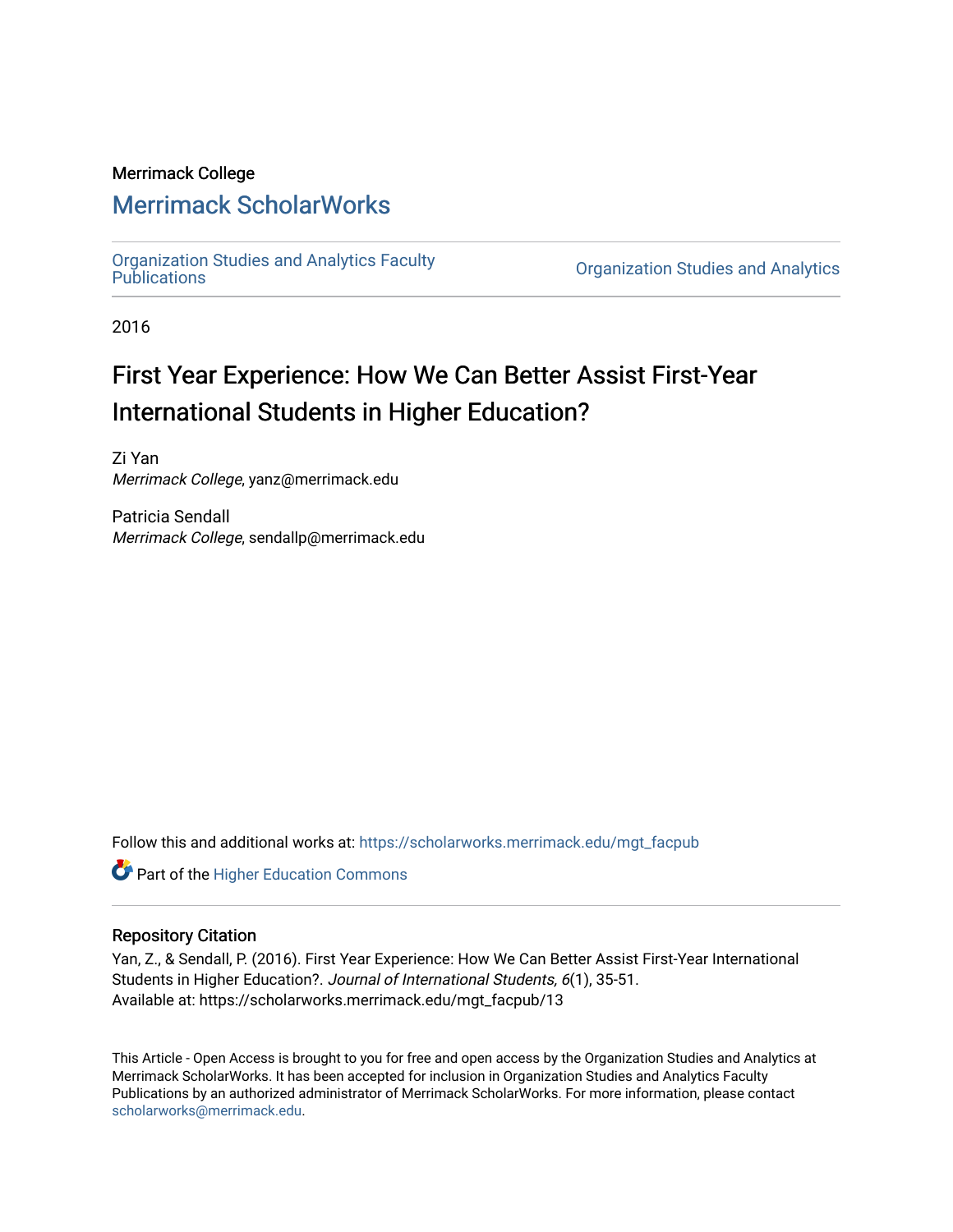Merrimack College

## Merrimack ScholarWorks

Organization Studies and Analytics Faculty Publications | Organization Studies and Analytics

2016

# First Year Experience: How We Can Better Assist First-Year International Students in Higher Education?

Zi Yan
*Merrimack College*, yanz@merrimack.edu

Patricia Sendall
*Merrimack College*, sendallp@merrimack.edu

Follow this and additional works at: https://scholarworks.merrimack.edu/mgt_facpub

Part of the Higher Education Commons

### Repository Citation

Yan, Z., & Sendall, P. (2016). First Year Experience: How We Can Better Assist First-Year International Students in Higher Education?. *Journal of International Students, 6*(1), 35-51.
Available at: https://scholarworks.merrimack.edu/mgt_facpub/13

This Article - Open Access is brought to you for free and open access by the Organization Studies and Analytics at Merrimack ScholarWorks. It has been accepted for inclusion in Organization Studies and Analytics Faculty Publications by an authorized administrator of Merrimack ScholarWorks. For more information, please contact scholarworks@merrimack.edu.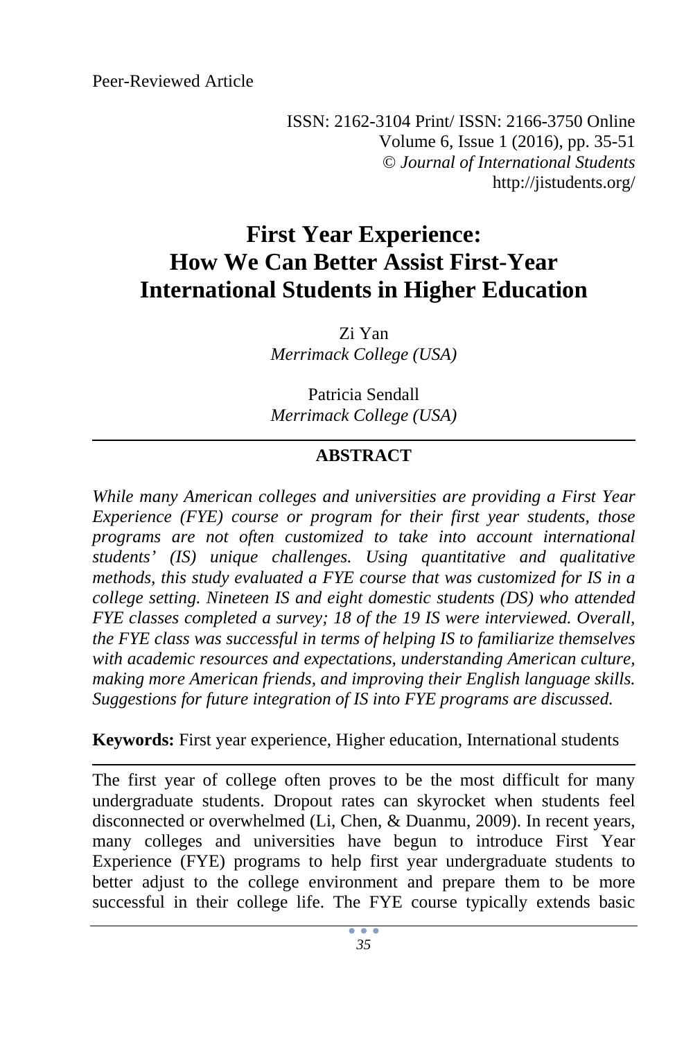Peer-Reviewed Article

ISSN: 2162-3104 Print/ ISSN: 2166-3750 Online
Volume 6, Issue 1 (2016), pp. 35-51
© *Journal of International Students*
http://jistudents.org/

# First Year Experience: How We Can Better Assist First-Year International Students in Higher Education

Zi Yan
*Merrimack College (USA)*

Patricia Sendall
*Merrimack College (USA)*

---

**ABSTRACT**

*While many American colleges and universities are providing a First Year Experience (FYE) course or program for their first year students, those programs are not often customized to take into account international students' (IS) unique challenges. Using quantitative and qualitative methods, this study evaluated a FYE course that was customized for IS in a college setting. Nineteen IS and eight domestic students (DS) who attended FYE classes completed a survey; 18 of the 19 IS were interviewed. Overall, the FYE class was successful in terms of helping IS to familiarize themselves with academic resources and expectations, understanding American culture, making more American friends, and improving their English language skills. Suggestions for future integration of IS into FYE programs are discussed.*

**Keywords:** First year experience, Higher education, International students

---

The first year of college often proves to be the most difficult for many undergraduate students. Dropout rates can skyrocket when students feel disconnected or overwhelmed (Li, Chen, & Duanmu, 2009). In recent years, many colleges and universities have begun to introduce First Year Experience (FYE) programs to help first year undergraduate students to better adjust to the college environment and prepare them to be more successful in their college life. The FYE course typically extends basic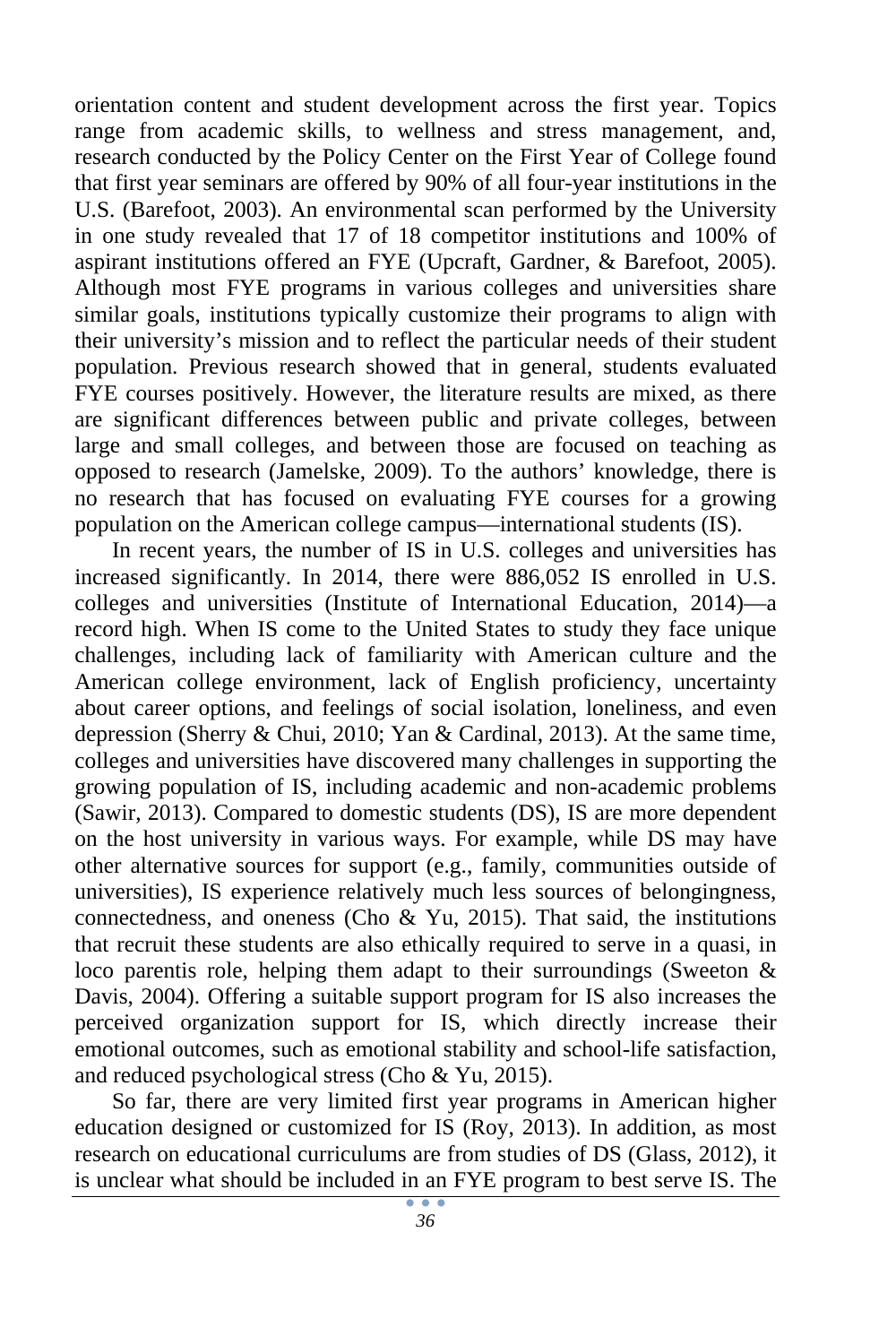orientation content and student development across the first year. Topics range from academic skills, to wellness and stress management, and, research conducted by the Policy Center on the First Year of College found that first year seminars are offered by 90% of all four-year institutions in the U.S. (Barefoot, 2003). An environmental scan performed by the University in one study revealed that 17 of 18 competitor institutions and 100% of aspirant institutions offered an FYE (Upcraft, Gardner, & Barefoot, 2005). Although most FYE programs in various colleges and universities share similar goals, institutions typically customize their programs to align with their university's mission and to reflect the particular needs of their student population. Previous research showed that in general, students evaluated FYE courses positively. However, the literature results are mixed, as there are significant differences between public and private colleges, between large and small colleges, and between those are focused on teaching as opposed to research (Jamelske, 2009). To the authors' knowledge, there is no research that has focused on evaluating FYE courses for a growing population on the American college campus—international students (IS).

In recent years, the number of IS in U.S. colleges and universities has increased significantly. In 2014, there were 886,052 IS enrolled in U.S. colleges and universities (Institute of International Education, 2014)—a record high. When IS come to the United States to study they face unique challenges, including lack of familiarity with American culture and the American college environment, lack of English proficiency, uncertainty about career options, and feelings of social isolation, loneliness, and even depression (Sherry & Chui, 2010; Yan & Cardinal, 2013). At the same time, colleges and universities have discovered many challenges in supporting the growing population of IS, including academic and non-academic problems (Sawir, 2013). Compared to domestic students (DS), IS are more dependent on the host university in various ways. For example, while DS may have other alternative sources for support (e.g., family, communities outside of universities), IS experience relatively much less sources of belongingness, connectedness, and oneness (Cho & Yu, 2015). That said, the institutions that recruit these students are also ethically required to serve in a quasi, in loco parentis role, helping them adapt to their surroundings (Sweeton & Davis, 2004). Offering a suitable support program for IS also increases the perceived organization support for IS, which directly increase their emotional outcomes, such as emotional stability and school-life satisfaction, and reduced psychological stress (Cho & Yu, 2015).

So far, there are very limited first year programs in American higher education designed or customized for IS (Roy, 2013). In addition, as most research on educational curriculums are from studies of DS (Glass, 2012), it is unclear what should be included in an FYE program to best serve IS. The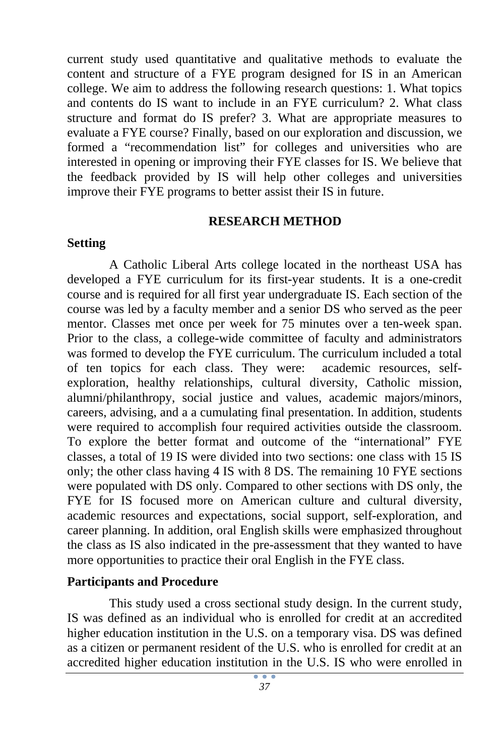current study used quantitative and qualitative methods to evaluate the content and structure of a FYE program designed for IS in an American college. We aim to address the following research questions: 1. What topics and contents do IS want to include in an FYE curriculum? 2. What class structure and format do IS prefer? 3. What are appropriate measures to evaluate a FYE course? Finally, based on our exploration and discussion, we formed a "recommendation list" for colleges and universities who are interested in opening or improving their FYE classes for IS. We believe that the feedback provided by IS will help other colleges and universities improve their FYE programs to better assist their IS in future.

## RESEARCH METHOD

### Setting

A Catholic Liberal Arts college located in the northeast USA has developed a FYE curriculum for its first-year students. It is a one-credit course and is required for all first year undergraduate IS. Each section of the course was led by a faculty member and a senior DS who served as the peer mentor. Classes met once per week for 75 minutes over a ten-week span. Prior to the class, a college-wide committee of faculty and administrators was formed to develop the FYE curriculum. The curriculum included a total of ten topics for each class. They were: academic resources, self-exploration, healthy relationships, cultural diversity, Catholic mission, alumni/philanthropy, social justice and values, academic majors/minors, careers, advising, and a a cumulating final presentation. In addition, students were required to accomplish four required activities outside the classroom. To explore the better format and outcome of the "international" FYE classes, a total of 19 IS were divided into two sections: one class with 15 IS only; the other class having 4 IS with 8 DS. The remaining 10 FYE sections were populated with DS only. Compared to other sections with DS only, the FYE for IS focused more on American culture and cultural diversity, academic resources and expectations, social support, self-exploration, and career planning. In addition, oral English skills were emphasized throughout the class as IS also indicated in the pre-assessment that they wanted to have more opportunities to practice their oral English in the FYE class.

### Participants and Procedure

This study used a cross sectional study design. In the current study, IS was defined as an individual who is enrolled for credit at an accredited higher education institution in the U.S. on a temporary visa. DS was defined as a citizen or permanent resident of the U.S. who is enrolled for credit at an accredited higher education institution in the U.S. IS who were enrolled in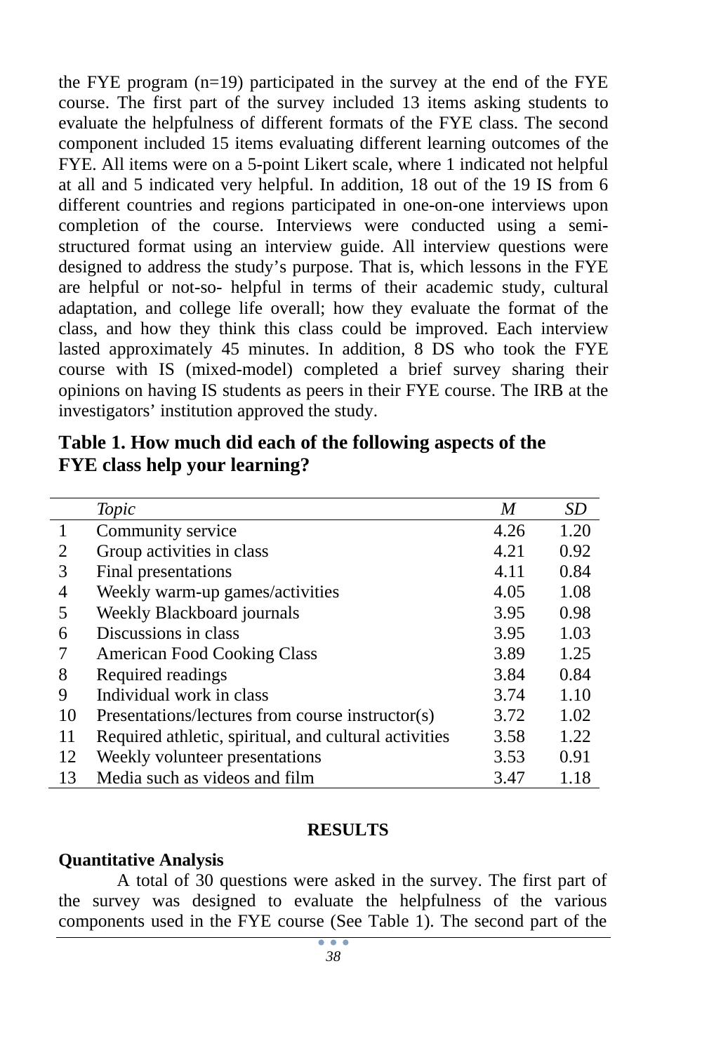the FYE program (n=19) participated in the survey at the end of the FYE course. The first part of the survey included 13 items asking students to evaluate the helpfulness of different formats of the FYE class. The second component included 15 items evaluating different learning outcomes of the FYE. All items were on a 5-point Likert scale, where 1 indicated not helpful at all and 5 indicated very helpful. In addition, 18 out of the 19 IS from 6 different countries and regions participated in one-on-one interviews upon completion of the course. Interviews were conducted using a semi-structured format using an interview guide. All interview questions were designed to address the study's purpose. That is, which lessons in the FYE are helpful or not-so- helpful in terms of their academic study, cultural adaptation, and college life overall; how they evaluate the format of the class, and how they think this class could be improved. Each interview lasted approximately 45 minutes. In addition, 8 DS who took the FYE course with IS (mixed-model) completed a brief survey sharing their opinions on having IS students as peers in their FYE course. The IRB at the investigators' institution approved the study.

**Table 1. How much did each of the following aspects of the FYE class help your learning?**

| | *Topic* | *M* | *SD* |
|---|---|---|---|
| 1 | Community service | 4.26 | 1.20 |
| 2 | Group activities in class | 4.21 | 0.92 |
| 3 | Final presentations | 4.11 | 0.84 |
| 4 | Weekly warm-up games/activities | 4.05 | 1.08 |
| 5 | Weekly Blackboard journals | 3.95 | 0.98 |
| 6 | Discussions in class | 3.95 | 1.03 |
| 7 | American Food Cooking Class | 3.89 | 1.25 |
| 8 | Required readings | 3.84 | 0.84 |
| 9 | Individual work in class | 3.74 | 1.10 |
| 10 | Presentations/lectures from course instructor(s) | 3.72 | 1.02 |
| 11 | Required athletic, spiritual, and cultural activities | 3.58 | 1.22 |
| 12 | Weekly volunteer presentations | 3.53 | 0.91 |
| 13 | Media such as videos and film | 3.47 | 1.18 |

## RESULTS

### Quantitative Analysis

A total of 30 questions were asked in the survey. The first part of the survey was designed to evaluate the helpfulness of the various components used in the FYE course (See Table 1). The second part of the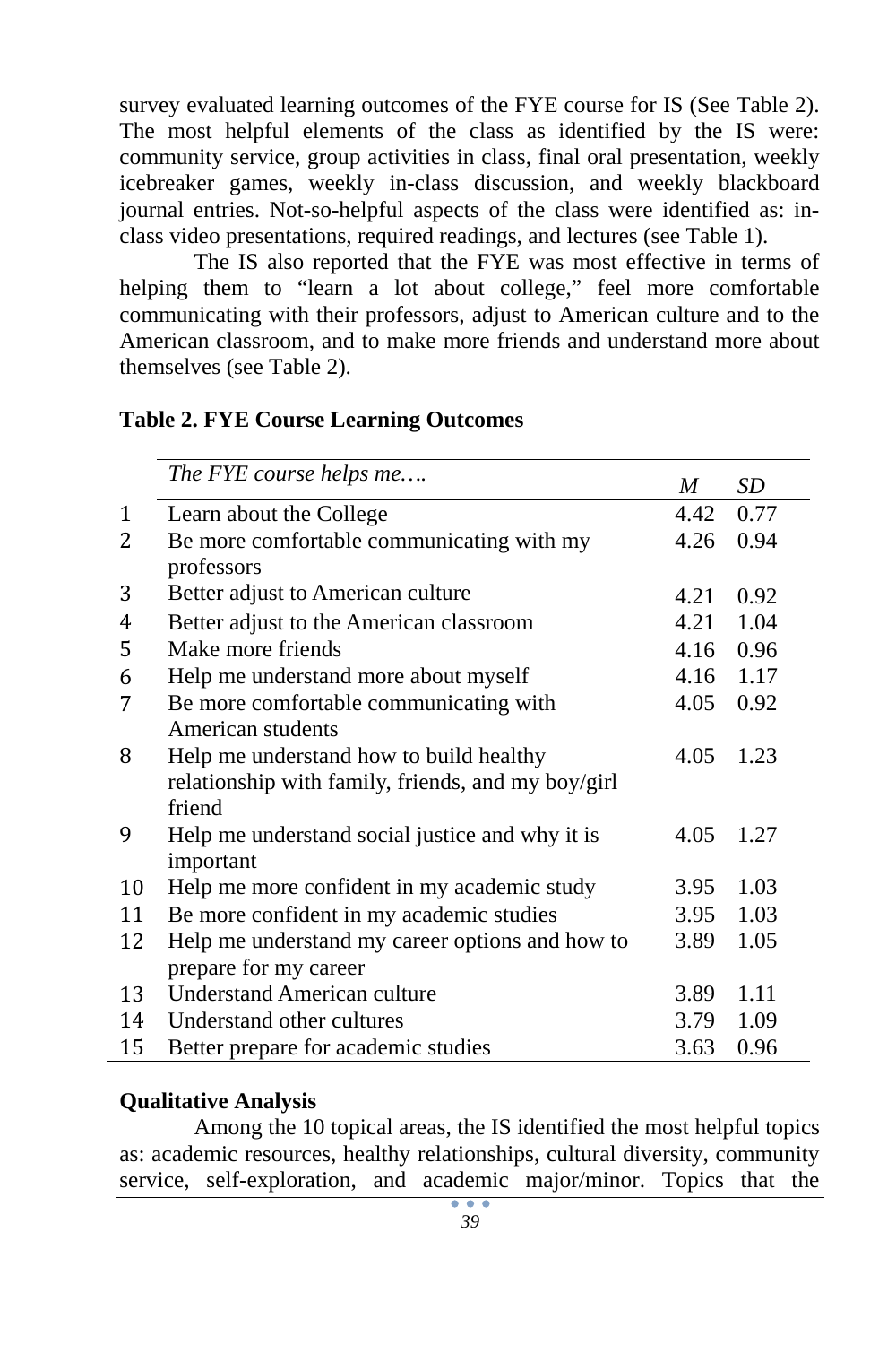survey evaluated learning outcomes of the FYE course for IS (See Table 2). The most helpful elements of the class as identified by the IS were: community service, group activities in class, final oral presentation, weekly icebreaker games, weekly in-class discussion, and weekly blackboard journal entries. Not-so-helpful aspects of the class were identified as: in-class video presentations, required readings, and lectures (see Table 1).

The IS also reported that the FYE was most effective in terms of helping them to "learn a lot about college," feel more comfortable communicating with their professors, adjust to American culture and to the American classroom, and to make more friends and understand more about themselves (see Table 2).

**Table 2. FYE Course Learning Outcomes**

| | *The FYE course helps me….* | *M* | *SD* |
|---|---|---|---|
| 1 | Learn about the College | 4.42 | 0.77 |
| 2 | Be more comfortable communicating with my professors | 4.26 | 0.94 |
| 3 | Better adjust to American culture | 4.21 | 0.92 |
| 4 | Better adjust to the American classroom | 4.21 | 1.04 |
| 5 | Make more friends | 4.16 | 0.96 |
| 6 | Help me understand more about myself | 4.16 | 1.17 |
| 7 | Be more comfortable communicating with American students | 4.05 | 0.92 |
| 8 | Help me understand how to build healthy relationship with family, friends, and my boy/girl friend | 4.05 | 1.23 |
| 9 | Help me understand social justice and why it is important | 4.05 | 1.27 |
| 10 | Help me more confident in my academic study | 3.95 | 1.03 |
| 11 | Be more confident in my academic studies | 3.95 | 1.03 |
| 12 | Help me understand my career options and how to prepare for my career | 3.89 | 1.05 |
| 13 | Understand American culture | 3.89 | 1.11 |
| 14 | Understand other cultures | 3.79 | 1.09 |
| 15 | Better prepare for academic studies | 3.63 | 0.96 |

**Qualitative Analysis**

Among the 10 topical areas, the IS identified the most helpful topics as: academic resources, healthy relationships, cultural diversity, community service, self-exploration, and academic major/minor. Topics that the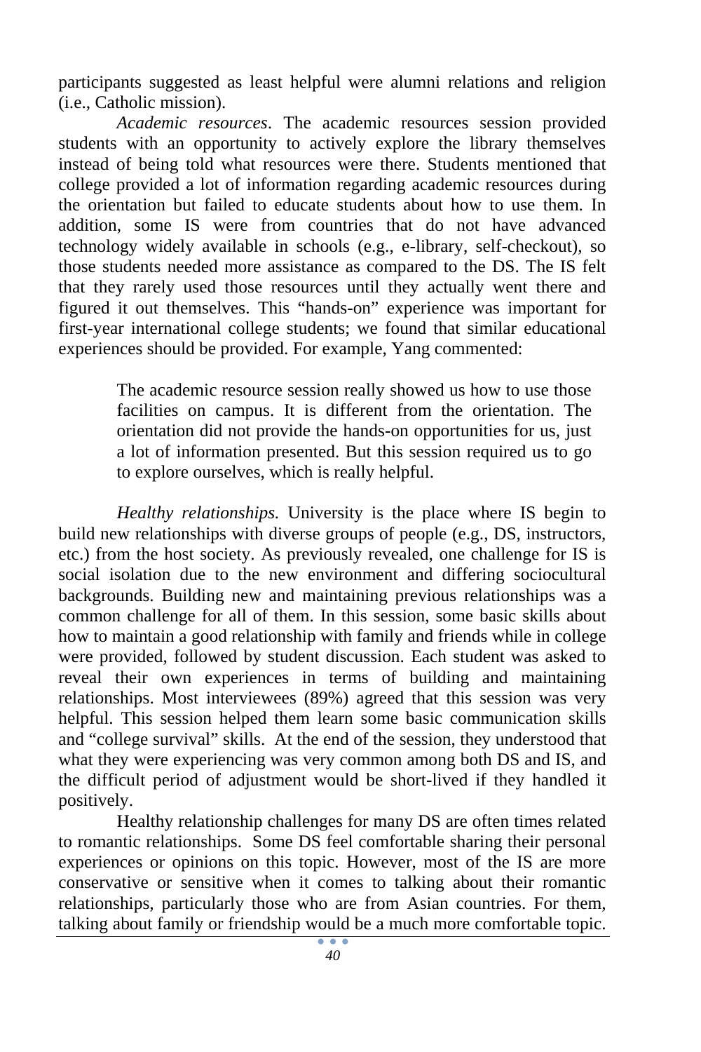participants suggested as least helpful were alumni relations and religion (i.e., Catholic mission).

*Academic resources*. The academic resources session provided students with an opportunity to actively explore the library themselves instead of being told what resources were there. Students mentioned that college provided a lot of information regarding academic resources during the orientation but failed to educate students about how to use them. In addition, some IS were from countries that do not have advanced technology widely available in schools (e.g., e-library, self-checkout), so those students needed more assistance as compared to the DS. The IS felt that they rarely used those resources until they actually went there and figured it out themselves. This "hands-on" experience was important for first-year international college students; we found that similar educational experiences should be provided. For example, Yang commented:

> The academic resource session really showed us how to use those facilities on campus. It is different from the orientation. The orientation did not provide the hands-on opportunities for us, just a lot of information presented. But this session required us to go to explore ourselves, which is really helpful.

*Healthy relationships.* University is the place where IS begin to build new relationships with diverse groups of people (e.g., DS, instructors, etc.) from the host society. As previously revealed, one challenge for IS is social isolation due to the new environment and differing sociocultural backgrounds. Building new and maintaining previous relationships was a common challenge for all of them. In this session, some basic skills about how to maintain a good relationship with family and friends while in college were provided, followed by student discussion. Each student was asked to reveal their own experiences in terms of building and maintaining relationships. Most interviewees (89%) agreed that this session was very helpful. This session helped them learn some basic communication skills and "college survival" skills. At the end of the session, they understood that what they were experiencing was very common among both DS and IS, and the difficult period of adjustment would be short-lived if they handled it positively.

Healthy relationship challenges for many DS are often times related to romantic relationships. Some DS feel comfortable sharing their personal experiences or opinions on this topic. However, most of the IS are more conservative or sensitive when it comes to talking about their romantic relationships, particularly those who are from Asian countries. For them, talking about family or friendship would be a much more comfortable topic.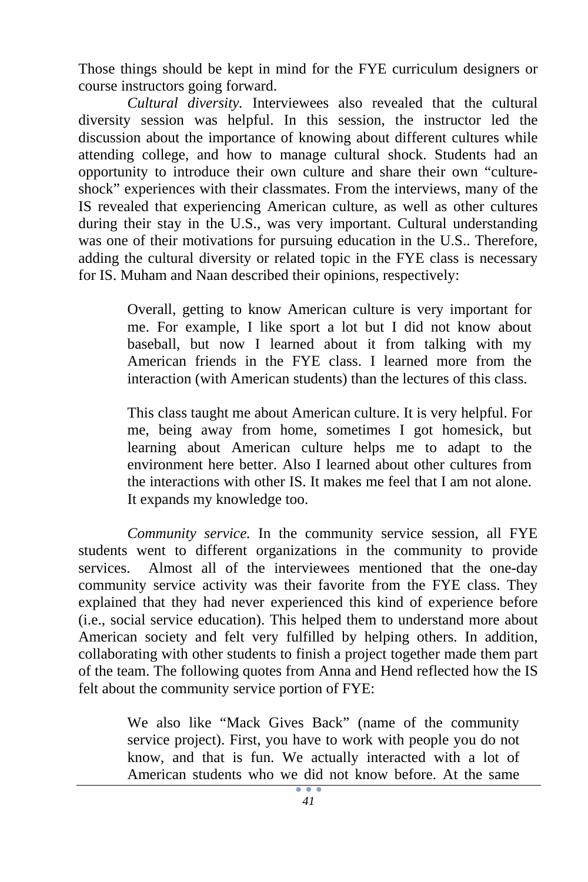Those things should be kept in mind for the FYE curriculum designers or course instructors going forward.

*Cultural diversity.* Interviewees also revealed that the cultural diversity session was helpful. In this session, the instructor led the discussion about the importance of knowing about different cultures while attending college, and how to manage cultural shock. Students had an opportunity to introduce their own culture and share their own "culture-shock" experiences with their classmates. From the interviews, many of the IS revealed that experiencing American culture, as well as other cultures during their stay in the U.S., was very important. Cultural understanding was one of their motivations for pursuing education in the U.S.. Therefore, adding the cultural diversity or related topic in the FYE class is necessary for IS. Muham and Naan described their opinions, respectively:

> Overall, getting to know American culture is very important for me. For example, I like sport a lot but I did not know about baseball, but now I learned about it from talking with my American friends in the FYE class. I learned more from the interaction (with American students) than the lectures of this class.

> This class taught me about American culture. It is very helpful. For me, being away from home, sometimes I got homesick, but learning about American culture helps me to adapt to the environment here better. Also I learned about other cultures from the interactions with other IS. It makes me feel that I am not alone. It expands my knowledge too.

*Community service.* In the community service session, all FYE students went to different organizations in the community to provide services. Almost all of the interviewees mentioned that the one-day community service activity was their favorite from the FYE class. They explained that they had never experienced this kind of experience before (i.e., social service education). This helped them to understand more about American society and felt very fulfilled by helping others. In addition, collaborating with other students to finish a project together made them part of the team. The following quotes from Anna and Hend reflected how the IS felt about the community service portion of FYE:

> We also like "Mack Gives Back" (name of the community service project). First, you have to work with people you do not know, and that is fun. We actually interacted with a lot of American students who we did not know before. At the same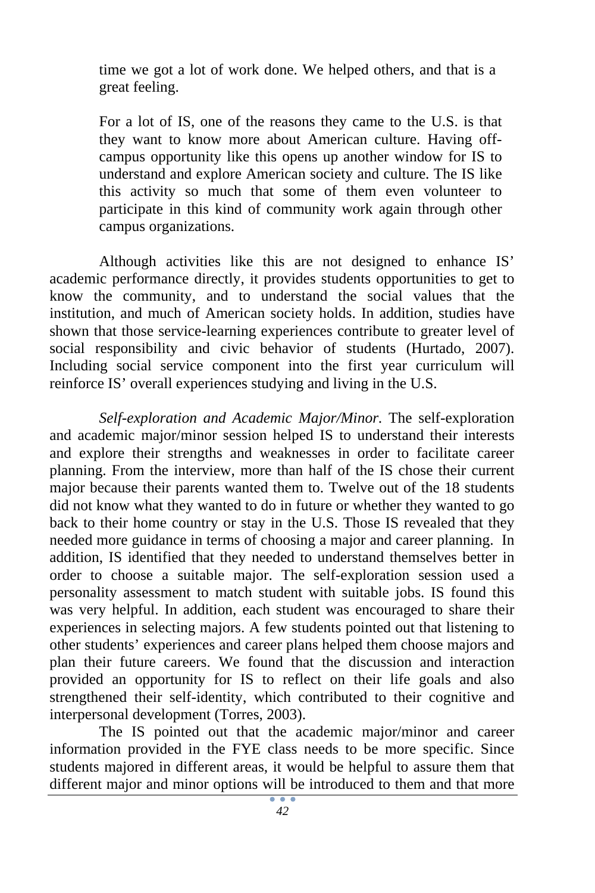> time we got a lot of work done. We helped others, and that is a great feeling.
>
> For a lot of IS, one of the reasons they came to the U.S. is that they want to know more about American culture. Having off-campus opportunity like this opens up another window for IS to understand and explore American society and culture. The IS like this activity so much that some of them even volunteer to participate in this kind of community work again through other campus organizations.

Although activities like this are not designed to enhance IS' academic performance directly, it provides students opportunities to get to know the community, and to understand the social values that the institution, and much of American society holds. In addition, studies have shown that those service-learning experiences contribute to greater level of social responsibility and civic behavior of students (Hurtado, 2007). Including social service component into the first year curriculum will reinforce IS' overall experiences studying and living in the U.S.

*Self-exploration and Academic Major/Minor.* The self-exploration and academic major/minor session helped IS to understand their interests and explore their strengths and weaknesses in order to facilitate career planning. From the interview, more than half of the IS chose their current major because their parents wanted them to. Twelve out of the 18 students did not know what they wanted to do in future or whether they wanted to go back to their home country or stay in the U.S. Those IS revealed that they needed more guidance in terms of choosing a major and career planning. In addition, IS identified that they needed to understand themselves better in order to choose a suitable major. The self-exploration session used a personality assessment to match student with suitable jobs. IS found this was very helpful. In addition, each student was encouraged to share their experiences in selecting majors. A few students pointed out that listening to other students' experiences and career plans helped them choose majors and plan their future careers. We found that the discussion and interaction provided an opportunity for IS to reflect on their life goals and also strengthened their self-identity, which contributed to their cognitive and interpersonal development (Torres, 2003).

The IS pointed out that the academic major/minor and career information provided in the FYE class needs to be more specific. Since students majored in different areas, it would be helpful to assure them that different major and minor options will be introduced to them and that more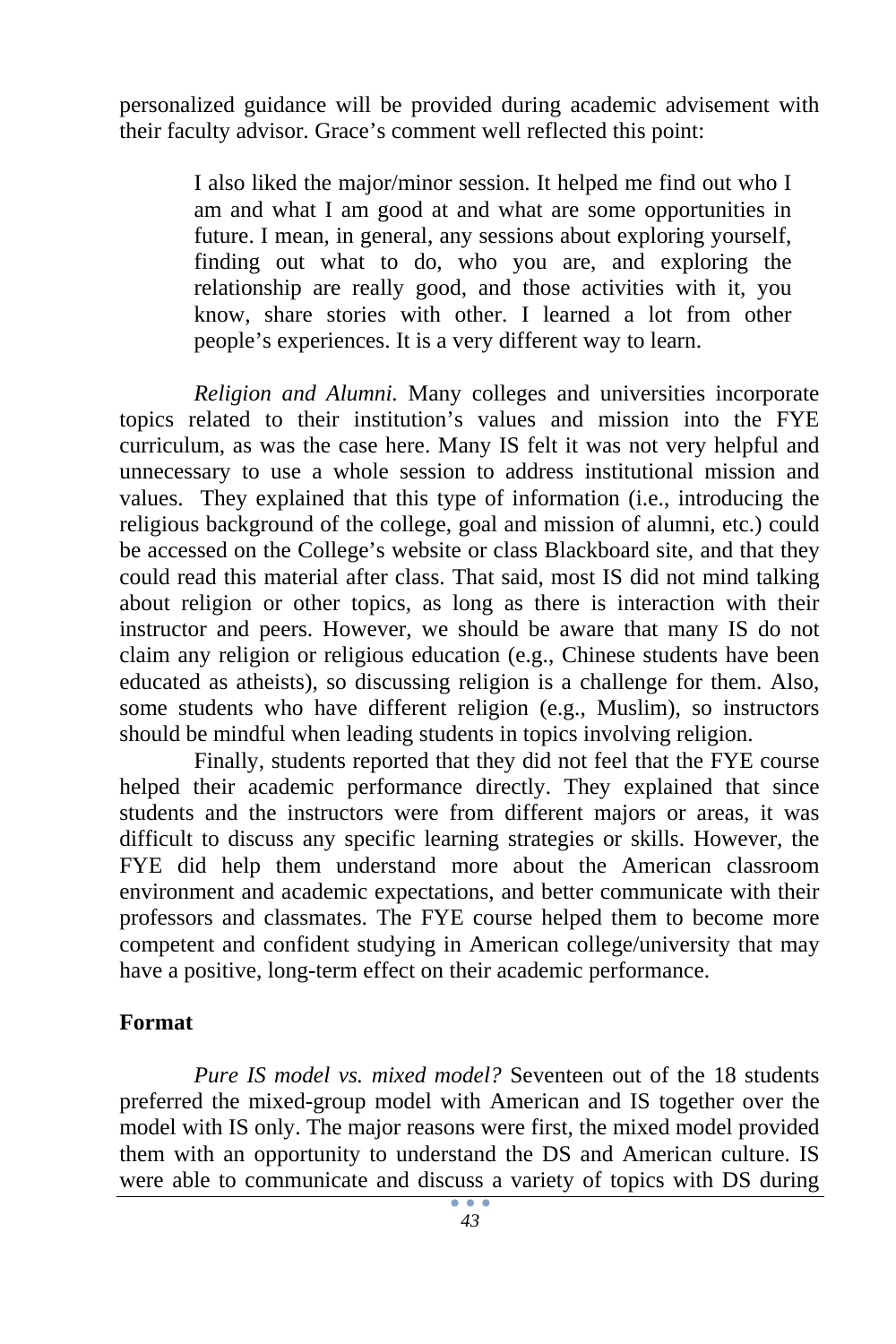personalized guidance will be provided during academic advisement with their faculty advisor. Grace's comment well reflected this point:

> I also liked the major/minor session. It helped me find out who I am and what I am good at and what are some opportunities in future. I mean, in general, any sessions about exploring yourself, finding out what to do, who you are, and exploring the relationship are really good, and those activities with it, you know, share stories with other. I learned a lot from other people's experiences. It is a very different way to learn.

*Religion and Alumni.* Many colleges and universities incorporate topics related to their institution's values and mission into the FYE curriculum, as was the case here. Many IS felt it was not very helpful and unnecessary to use a whole session to address institutional mission and values. They explained that this type of information (i.e., introducing the religious background of the college, goal and mission of alumni, etc.) could be accessed on the College's website or class Blackboard site, and that they could read this material after class. That said, most IS did not mind talking about religion or other topics, as long as there is interaction with their instructor and peers. However, we should be aware that many IS do not claim any religion or religious education (e.g., Chinese students have been educated as atheists), so discussing religion is a challenge for them. Also, some students who have different religion (e.g., Muslim), so instructors should be mindful when leading students in topics involving religion.

Finally, students reported that they did not feel that the FYE course helped their academic performance directly. They explained that since students and the instructors were from different majors or areas, it was difficult to discuss any specific learning strategies or skills. However, the FYE did help them understand more about the American classroom environment and academic expectations, and better communicate with their professors and classmates. The FYE course helped them to become more competent and confident studying in American college/university that may have a positive, long-term effect on their academic performance.

**Format**

*Pure IS model vs. mixed model?* Seventeen out of the 18 students preferred the mixed-group model with American and IS together over the model with IS only. The major reasons were first, the mixed model provided them with an opportunity to understand the DS and American culture. IS were able to communicate and discuss a variety of topics with DS during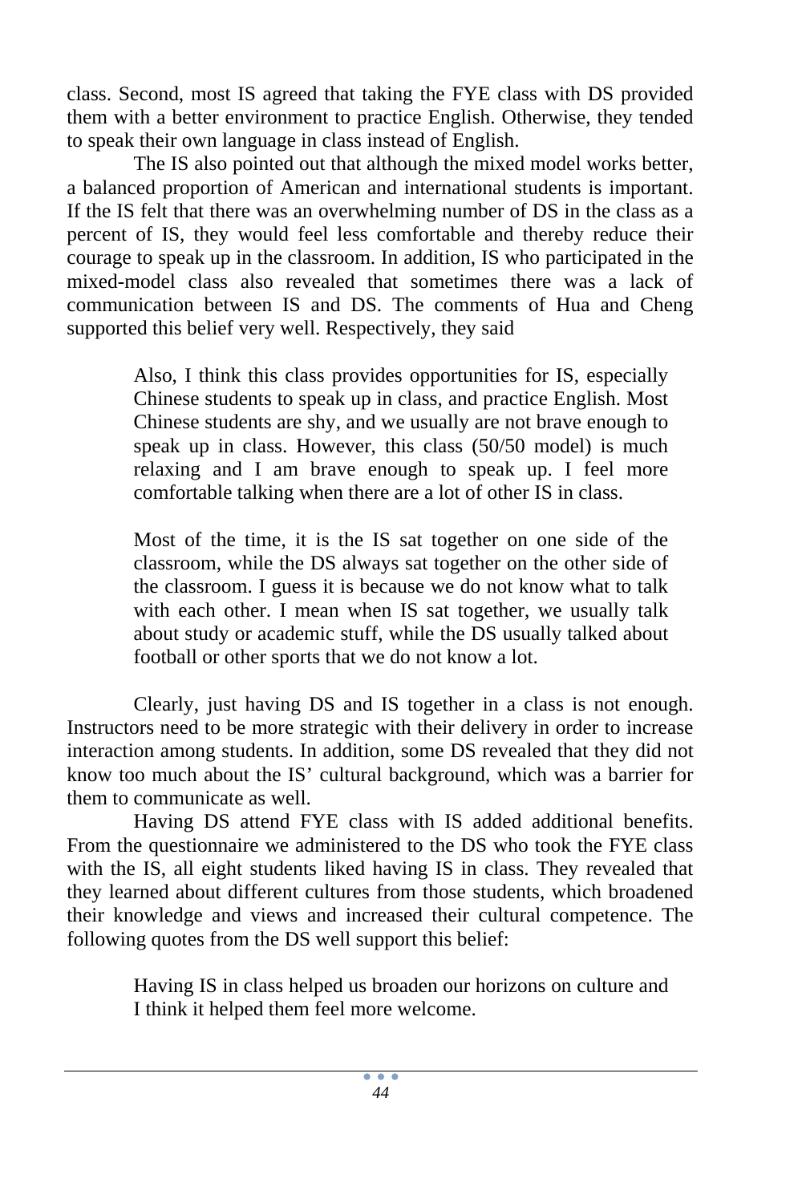class. Second, most IS agreed that taking the FYE class with DS provided them with a better environment to practice English. Otherwise, they tended to speak their own language in class instead of English.

The IS also pointed out that although the mixed model works better, a balanced proportion of American and international students is important. If the IS felt that there was an overwhelming number of DS in the class as a percent of IS, they would feel less comfortable and thereby reduce their courage to speak up in the classroom. In addition, IS who participated in the mixed-model class also revealed that sometimes there was a lack of communication between IS and DS. The comments of Hua and Cheng supported this belief very well. Respectively, they said

> Also, I think this class provides opportunities for IS, especially Chinese students to speak up in class, and practice English. Most Chinese students are shy, and we usually are not brave enough to speak up in class. However, this class (50/50 model) is much relaxing and I am brave enough to speak up. I feel more comfortable talking when there are a lot of other IS in class.
>
> Most of the time, it is the IS sat together on one side of the classroom, while the DS always sat together on the other side of the classroom. I guess it is because we do not know what to talk with each other. I mean when IS sat together, we usually talk about study or academic stuff, while the DS usually talked about football or other sports that we do not know a lot.

Clearly, just having DS and IS together in a class is not enough. Instructors need to be more strategic with their delivery in order to increase interaction among students. In addition, some DS revealed that they did not know too much about the IS' cultural background, which was a barrier for them to communicate as well.

Having DS attend FYE class with IS added additional benefits. From the questionnaire we administered to the DS who took the FYE class with the IS, all eight students liked having IS in class. They revealed that they learned about different cultures from those students, which broadened their knowledge and views and increased their cultural competence. The following quotes from the DS well support this belief:

> Having IS in class helped us broaden our horizons on culture and I think it helped them feel more welcome.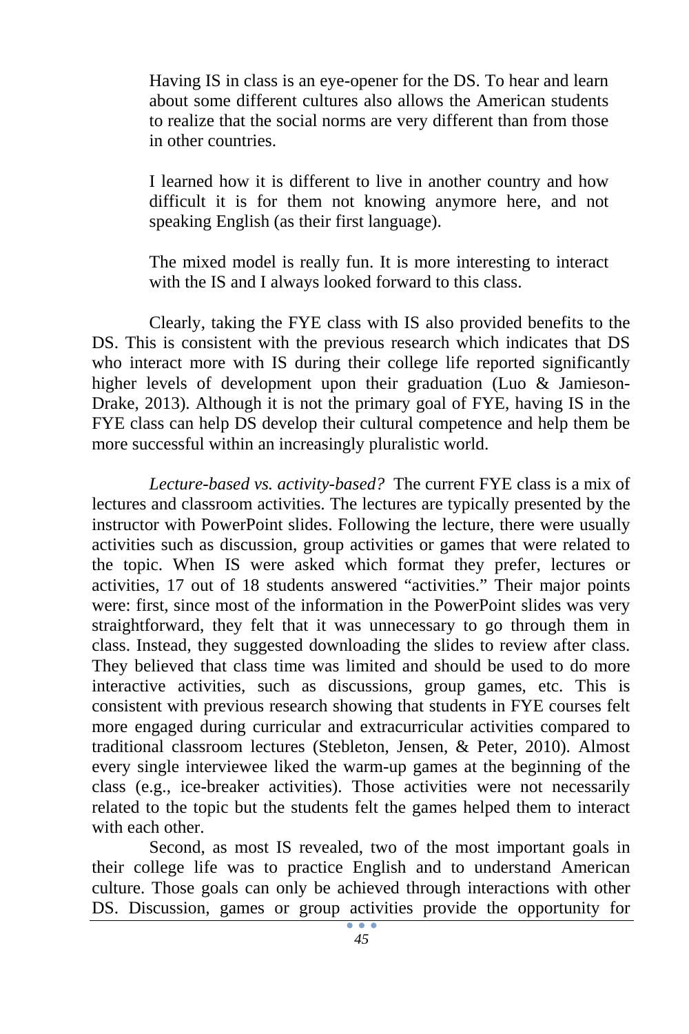> Having IS in class is an eye-opener for the DS. To hear and learn about some different cultures also allows the American students to realize that the social norms are very different than from those in other countries.
>
> I learned how it is different to live in another country and how difficult it is for them not knowing anymore here, and not speaking English (as their first language).
>
> The mixed model is really fun. It is more interesting to interact with the IS and I always looked forward to this class.

Clearly, taking the FYE class with IS also provided benefits to the DS. This is consistent with the previous research which indicates that DS who interact more with IS during their college life reported significantly higher levels of development upon their graduation (Luo & Jamieson-Drake, 2013). Although it is not the primary goal of FYE, having IS in the FYE class can help DS develop their cultural competence and help them be more successful within an increasingly pluralistic world.

*Lecture-based vs. activity-based?* The current FYE class is a mix of lectures and classroom activities. The lectures are typically presented by the instructor with PowerPoint slides. Following the lecture, there were usually activities such as discussion, group activities or games that were related to the topic. When IS were asked which format they prefer, lectures or activities, 17 out of 18 students answered "activities." Their major points were: first, since most of the information in the PowerPoint slides was very straightforward, they felt that it was unnecessary to go through them in class. Instead, they suggested downloading the slides to review after class. They believed that class time was limited and should be used to do more interactive activities, such as discussions, group games, etc. This is consistent with previous research showing that students in FYE courses felt more engaged during curricular and extracurricular activities compared to traditional classroom lectures (Stebleton, Jensen, & Peter, 2010). Almost every single interviewee liked the warm-up games at the beginning of the class (e.g., ice-breaker activities). Those activities were not necessarily related to the topic but the students felt the games helped them to interact with each other.

Second, as most IS revealed, two of the most important goals in their college life was to practice English and to understand American culture. Those goals can only be achieved through interactions with other DS. Discussion, games or group activities provide the opportunity for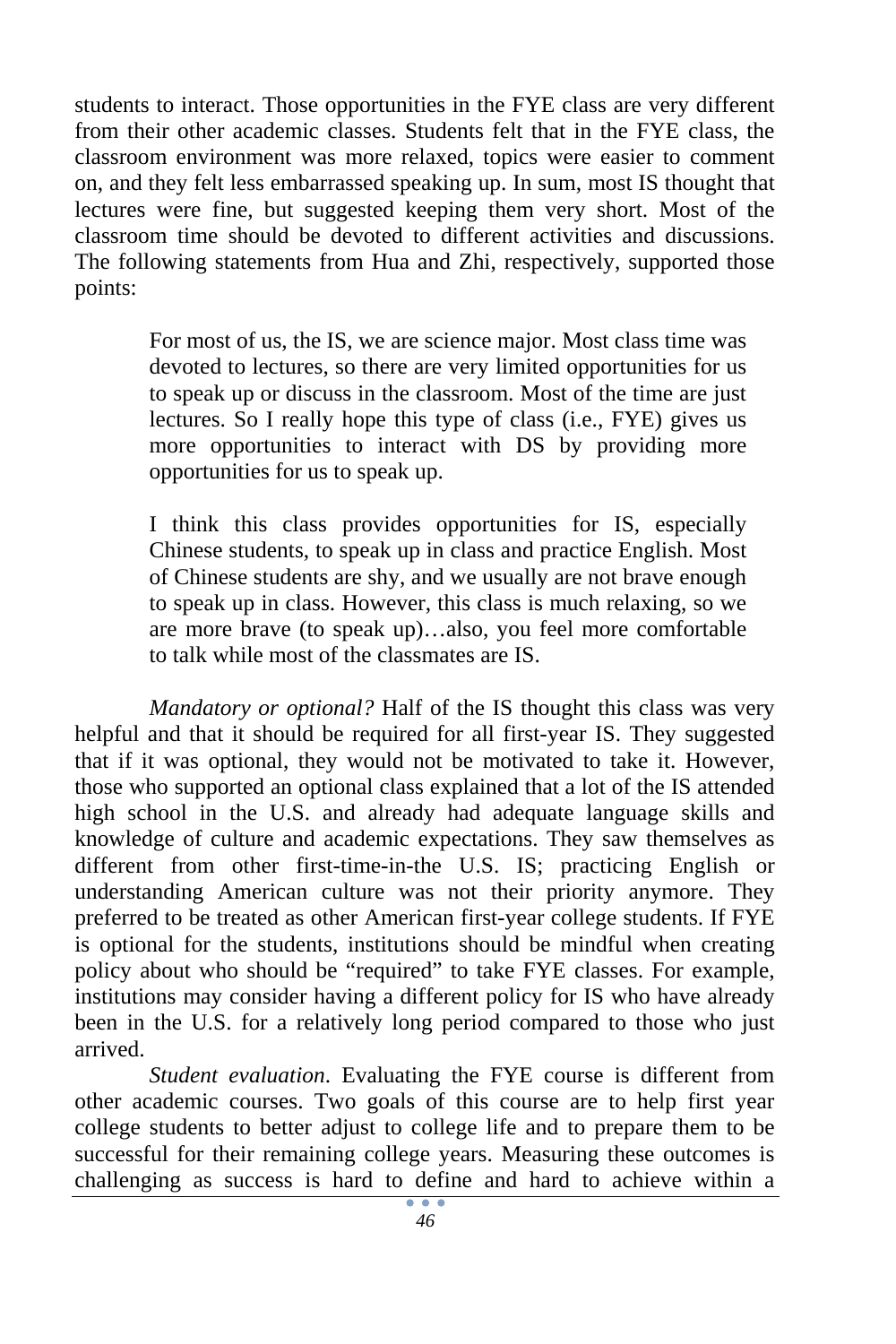students to interact. Those opportunities in the FYE class are very different from their other academic classes. Students felt that in the FYE class, the classroom environment was more relaxed, topics were easier to comment on, and they felt less embarrassed speaking up. In sum, most IS thought that lectures were fine, but suggested keeping them very short. Most of the classroom time should be devoted to different activities and discussions. The following statements from Hua and Zhi, respectively, supported those points:

> For most of us, the IS, we are science major. Most class time was devoted to lectures, so there are very limited opportunities for us to speak up or discuss in the classroom. Most of the time are just lectures. So I really hope this type of class (i.e., FYE) gives us more opportunities to interact with DS by providing more opportunities for us to speak up.
>
> I think this class provides opportunities for IS, especially Chinese students, to speak up in class and practice English. Most of Chinese students are shy, and we usually are not brave enough to speak up in class. However, this class is much relaxing, so we are more brave (to speak up)…also, you feel more comfortable to talk while most of the classmates are IS.

*Mandatory or optional?* Half of the IS thought this class was very helpful and that it should be required for all first-year IS. They suggested that if it was optional, they would not be motivated to take it. However, those who supported an optional class explained that a lot of the IS attended high school in the U.S. and already had adequate language skills and knowledge of culture and academic expectations. They saw themselves as different from other first-time-in-the U.S. IS; practicing English or understanding American culture was not their priority anymore. They preferred to be treated as other American first-year college students. If FYE is optional for the students, institutions should be mindful when creating policy about who should be "required" to take FYE classes. For example, institutions may consider having a different policy for IS who have already been in the U.S. for a relatively long period compared to those who just arrived.

*Student evaluation*. Evaluating the FYE course is different from other academic courses. Two goals of this course are to help first year college students to better adjust to college life and to prepare them to be successful for their remaining college years. Measuring these outcomes is challenging as success is hard to define and hard to achieve within a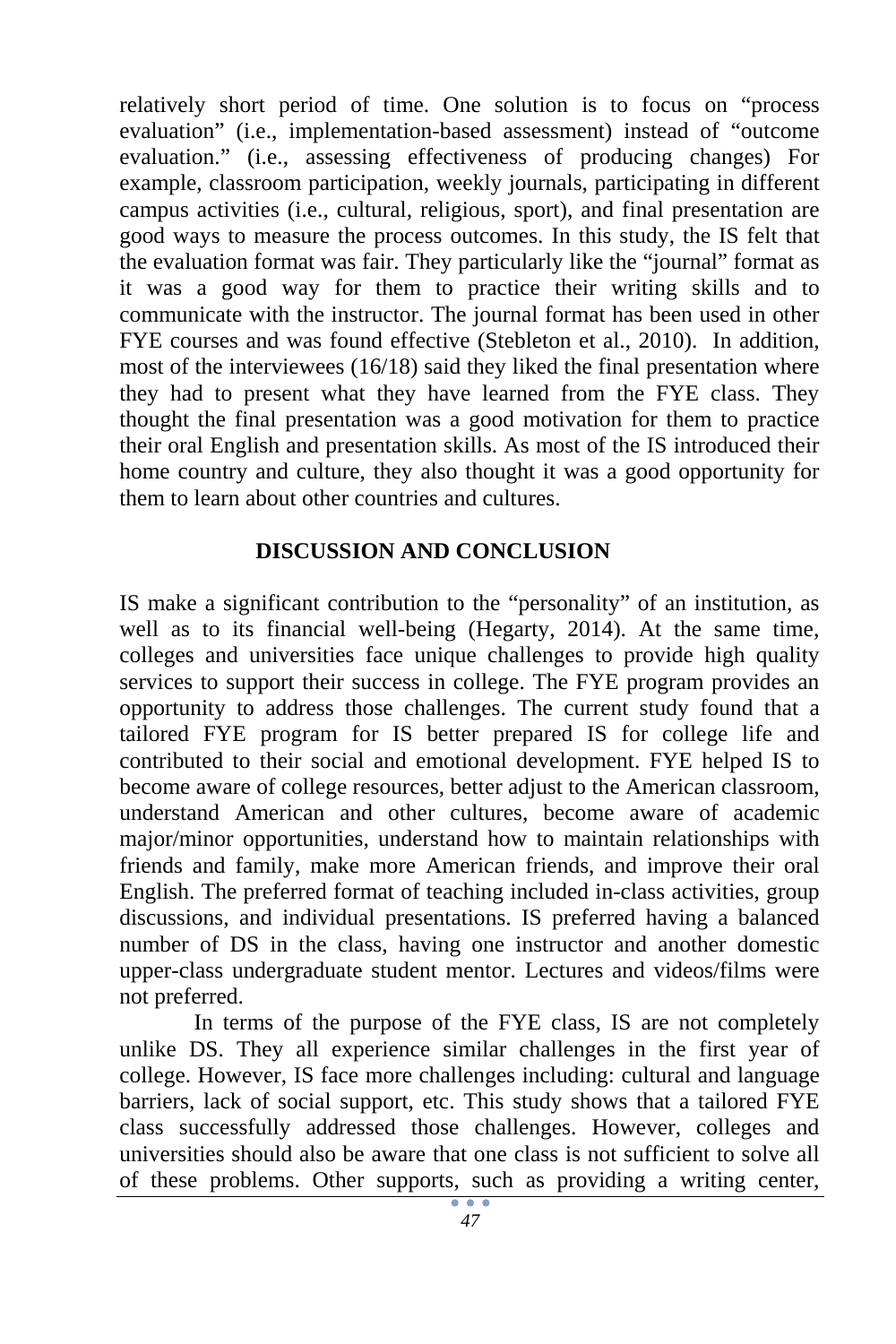relatively short period of time. One solution is to focus on "process evaluation" (i.e., implementation-based assessment) instead of "outcome evaluation." (i.e., assessing effectiveness of producing changes) For example, classroom participation, weekly journals, participating in different campus activities (i.e., cultural, religious, sport), and final presentation are good ways to measure the process outcomes. In this study, the IS felt that the evaluation format was fair. They particularly like the "journal" format as it was a good way for them to practice their writing skills and to communicate with the instructor. The journal format has been used in other FYE courses and was found effective (Stebleton et al., 2010). In addition, most of the interviewees (16/18) said they liked the final presentation where they had to present what they have learned from the FYE class. They thought the final presentation was a good motivation for them to practice their oral English and presentation skills. As most of the IS introduced their home country and culture, they also thought it was a good opportunity for them to learn about other countries and cultures.

## DISCUSSION AND CONCLUSION

IS make a significant contribution to the "personality" of an institution, as well as to its financial well-being (Hegarty, 2014). At the same time, colleges and universities face unique challenges to provide high quality services to support their success in college. The FYE program provides an opportunity to address those challenges. The current study found that a tailored FYE program for IS better prepared IS for college life and contributed to their social and emotional development. FYE helped IS to become aware of college resources, better adjust to the American classroom, understand American and other cultures, become aware of academic major/minor opportunities, understand how to maintain relationships with friends and family, make more American friends, and improve their oral English. The preferred format of teaching included in-class activities, group discussions, and individual presentations. IS preferred having a balanced number of DS in the class, having one instructor and another domestic upper-class undergraduate student mentor. Lectures and videos/films were not preferred.

In terms of the purpose of the FYE class, IS are not completely unlike DS. They all experience similar challenges in the first year of college. However, IS face more challenges including: cultural and language barriers, lack of social support, etc. This study shows that a tailored FYE class successfully addressed those challenges. However, colleges and universities should also be aware that one class is not sufficient to solve all of these problems. Other supports, such as providing a writing center,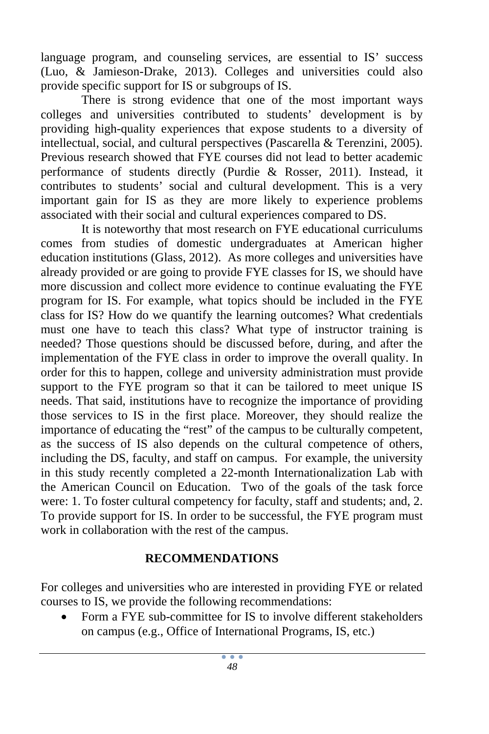language program, and counseling services, are essential to IS' success (Luo, & Jamieson-Drake, 2013). Colleges and universities could also provide specific support for IS or subgroups of IS.

There is strong evidence that one of the most important ways colleges and universities contributed to students' development is by providing high-quality experiences that expose students to a diversity of intellectual, social, and cultural perspectives (Pascarella & Terenzini, 2005). Previous research showed that FYE courses did not lead to better academic performance of students directly (Purdie & Rosser, 2011). Instead, it contributes to students' social and cultural development. This is a very important gain for IS as they are more likely to experience problems associated with their social and cultural experiences compared to DS.

It is noteworthy that most research on FYE educational curriculums comes from studies of domestic undergraduates at American higher education institutions (Glass, 2012). As more colleges and universities have already provided or are going to provide FYE classes for IS, we should have more discussion and collect more evidence to continue evaluating the FYE program for IS. For example, what topics should be included in the FYE class for IS? How do we quantify the learning outcomes? What credentials must one have to teach this class? What type of instructor training is needed? Those questions should be discussed before, during, and after the implementation of the FYE class in order to improve the overall quality. In order for this to happen, college and university administration must provide support to the FYE program so that it can be tailored to meet unique IS needs. That said, institutions have to recognize the importance of providing those services to IS in the first place. Moreover, they should realize the importance of educating the "rest" of the campus to be culturally competent, as the success of IS also depends on the cultural competence of others, including the DS, faculty, and staff on campus. For example, the university in this study recently completed a 22-month Internationalization Lab with the American Council on Education. Two of the goals of the task force were: 1. To foster cultural competency for faculty, staff and students; and, 2. To provide support for IS. In order to be successful, the FYE program must work in collaboration with the rest of the campus.

## RECOMMENDATIONS

For colleges and universities who are interested in providing FYE or related courses to IS, we provide the following recommendations:

- Form a FYE sub-committee for IS to involve different stakeholders on campus (e.g., Office of International Programs, IS, etc.)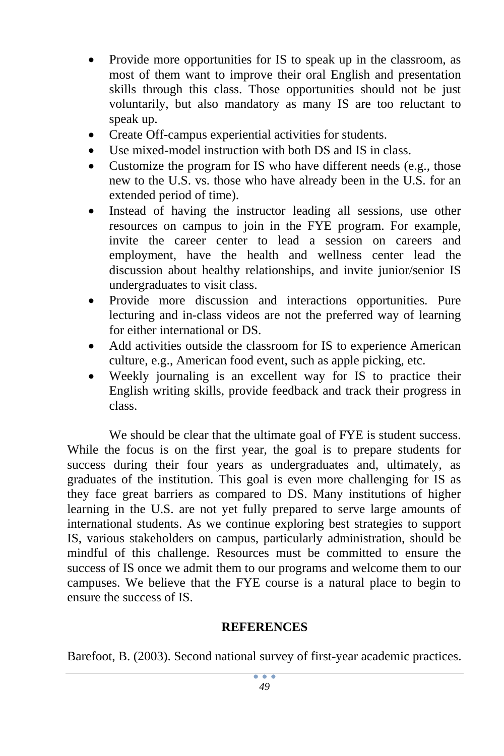- Provide more opportunities for IS to speak up in the classroom, as most of them want to improve their oral English and presentation skills through this class. Those opportunities should not be just voluntarily, but also mandatory as many IS are too reluctant to speak up.
- Create Off-campus experiential activities for students.
- Use mixed-model instruction with both DS and IS in class.
- Customize the program for IS who have different needs (e.g., those new to the U.S. vs. those who have already been in the U.S. for an extended period of time).
- Instead of having the instructor leading all sessions, use other resources on campus to join in the FYE program. For example, invite the career center to lead a session on careers and employment, have the health and wellness center lead the discussion about healthy relationships, and invite junior/senior IS undergraduates to visit class.
- Provide more discussion and interactions opportunities. Pure lecturing and in-class videos are not the preferred way of learning for either international or DS.
- Add activities outside the classroom for IS to experience American culture, e.g., American food event, such as apple picking, etc.
- Weekly journaling is an excellent way for IS to practice their English writing skills, provide feedback and track their progress in class.

We should be clear that the ultimate goal of FYE is student success. While the focus is on the first year, the goal is to prepare students for success during their four years as undergraduates and, ultimately, as graduates of the institution. This goal is even more challenging for IS as they face great barriers as compared to DS. Many institutions of higher learning in the U.S. are not yet fully prepared to serve large amounts of international students. As we continue exploring best strategies to support IS, various stakeholders on campus, particularly administration, should be mindful of this challenge. Resources must be committed to ensure the success of IS once we admit them to our programs and welcome them to our campuses. We believe that the FYE course is a natural place to begin to ensure the success of IS.

## REFERENCES

Barefoot, B. (2003). Second national survey of first-year academic practices.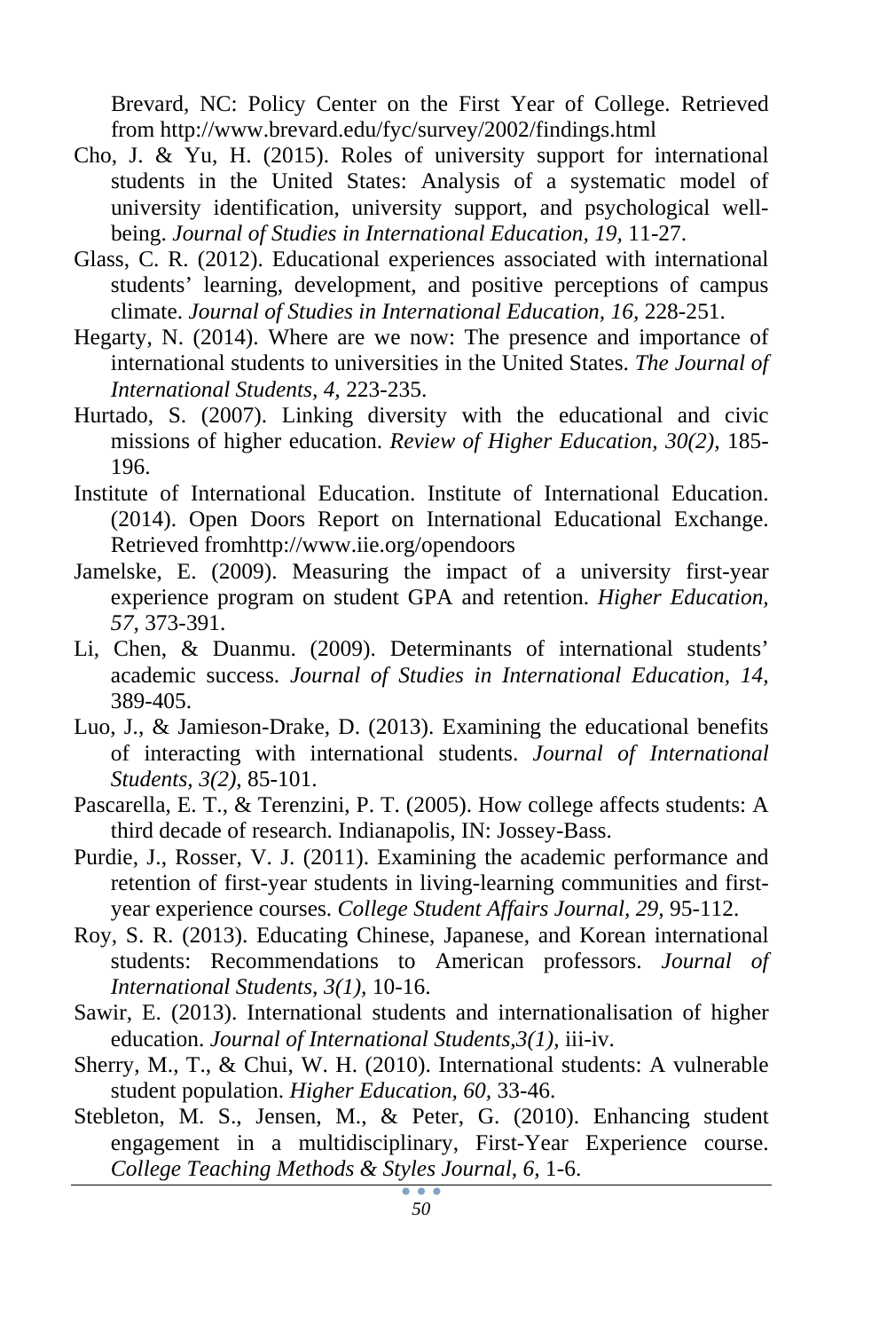Brevard, NC: Policy Center on the First Year of College. Retrieved from http://www.brevard.edu/fyc/survey/2002/findings.html

Cho, J. & Yu, H. (2015). Roles of university support for international students in the United States: Analysis of a systematic model of university identification, university support, and psychological well-being. *Journal of Studies in International Education, 19,* 11-27.

Glass, C. R. (2012). Educational experiences associated with international students' learning, development, and positive perceptions of campus climate. *Journal of Studies in International Education, 16,* 228-251.

Hegarty, N. (2014). Where are we now: The presence and importance of international students to universities in the United States. *The Journal of International Students, 4,* 223-235.

Hurtado, S. (2007). Linking diversity with the educational and civic missions of higher education. *Review of Higher Education, 30(2),* 185-196.

Institute of International Education. Institute of International Education. (2014). Open Doors Report on International Educational Exchange. Retrieved fromhttp://www.iie.org/opendoors

Jamelske, E. (2009). Measuring the impact of a university first-year experience program on student GPA and retention. *Higher Education, 57,* 373-391.

Li, Chen, & Duanmu. (2009). Determinants of international students' academic success. *Journal of Studies in International Education, 14,* 389-405.

Luo, J., & Jamieson-Drake, D. (2013). Examining the educational benefits of interacting with international students. *Journal of International Students, 3(2),* 85-101.

Pascarella, E. T., & Terenzini, P. T. (2005). How college affects students: A third decade of research. Indianapolis, IN: Jossey-Bass.

Purdie, J., Rosser, V. J. (2011). Examining the academic performance and retention of first-year students in living-learning communities and first-year experience courses. *College Student Affairs Journal, 29,* 95-112.

Roy, S. R. (2013). Educating Chinese, Japanese, and Korean international students: Recommendations to American professors. *Journal of International Students, 3(1),* 10-16.

Sawir, E. (2013). International students and internationalisation of higher education. *Journal of International Students,3(1),* iii-iv.

Sherry, M., T., & Chui, W. H. (2010). International students: A vulnerable student population. *Higher Education, 60,* 33-46.

Stebleton, M. S., Jensen, M., & Peter, G. (2010). Enhancing student engagement in a multidisciplinary, First-Year Experience course. *College Teaching Methods & Styles Journal, 6,* 1-6.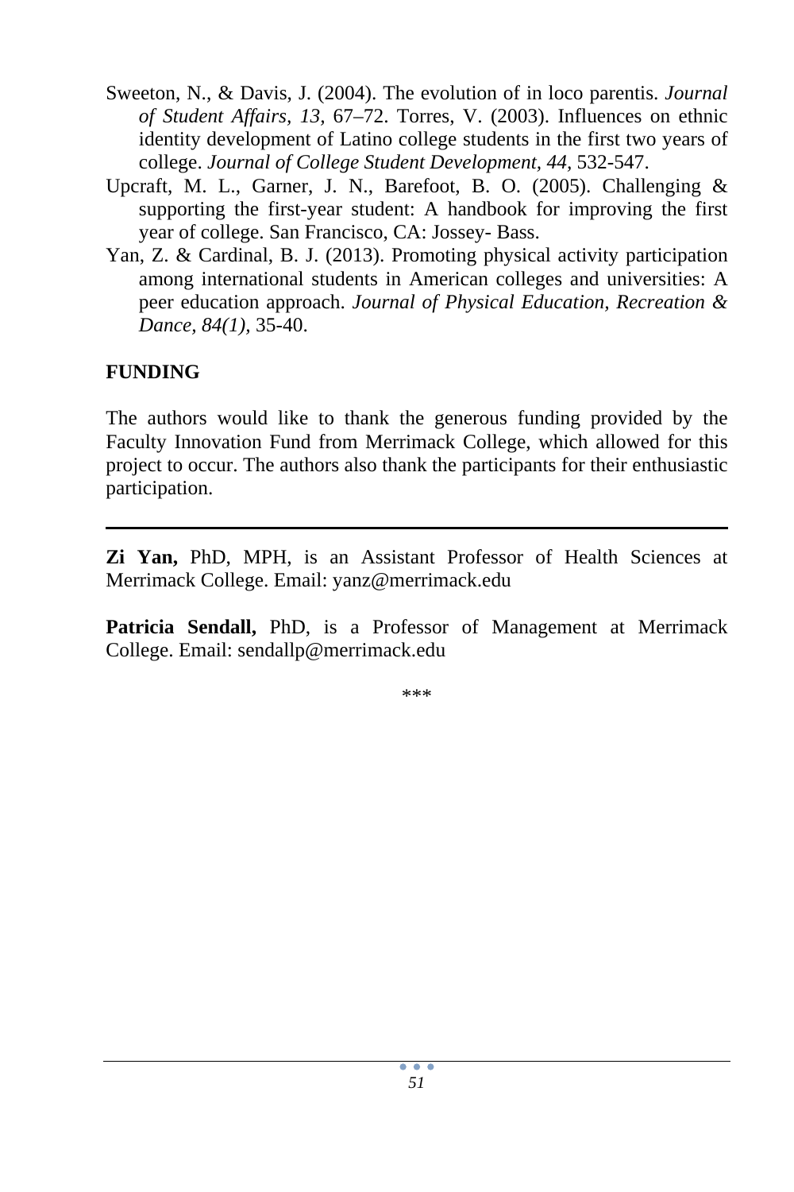Sweeton, N., & Davis, J. (2004). The evolution of in loco parentis. *Journal of Student Affairs, 13,* 67–72. Torres, V. (2003). Influences on ethnic identity development of Latino college students in the first two years of college. *Journal of College Student Development, 44,* 532-547.

Upcraft, M. L., Garner, J. N., Barefoot, B. O. (2005). Challenging & supporting the first-year student: A handbook for improving the first year of college. San Francisco, CA: Jossey- Bass.

Yan, Z. & Cardinal, B. J. (2013). Promoting physical activity participation among international students in American colleges and universities: A peer education approach. *Journal of Physical Education, Recreation & Dance, 84(1),* 35-40.

**FUNDING**

The authors would like to thank the generous funding provided by the Faculty Innovation Fund from Merrimack College, which allowed for this project to occur. The authors also thank the participants for their enthusiastic participation.

---

**Zi Yan,** PhD, MPH, is an Assistant Professor of Health Sciences at Merrimack College. Email: yanz@merrimack.edu

**Patricia Sendall,** PhD, is a Professor of Management at Merrimack College. Email: sendallp@merrimack.edu

***